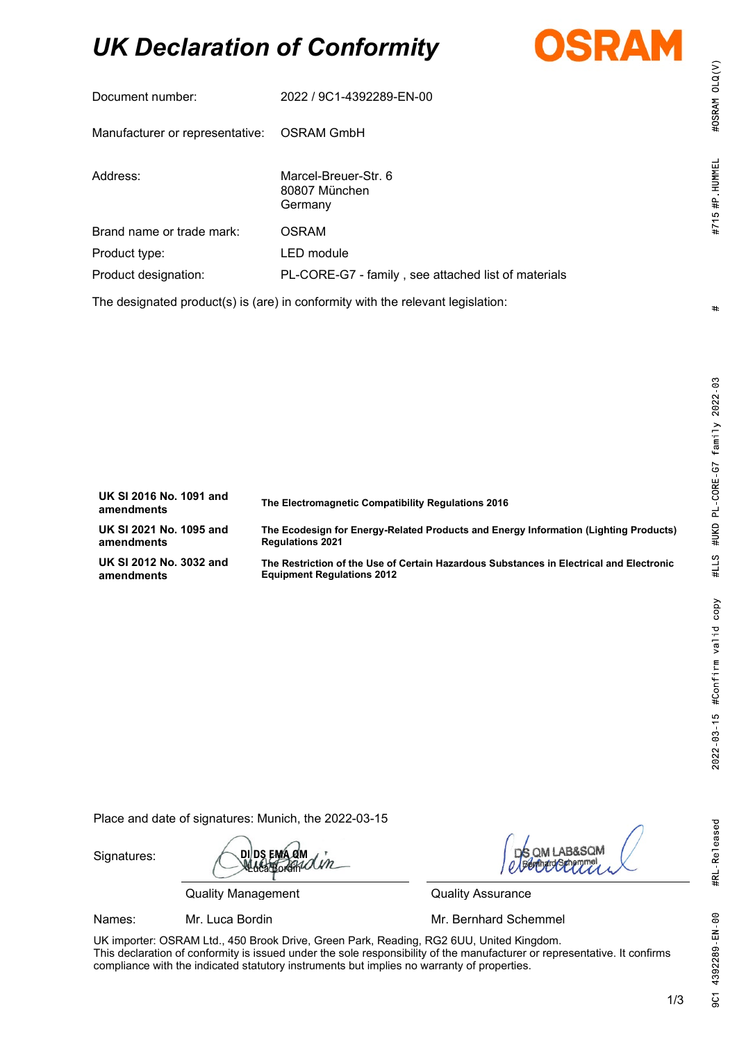# *UK Declaration of Conformity*

OSRAM

| | |
|---|---|
| Document number: | 2022 / 9C1-4392289-EN-00 |
| Manufacturer or representative: | OSRAM GmbH |
| Address: | Marcel-Breuer-Str. 6<br>80807 München<br>Germany |
| Brand name or trade mark: | OSRAM |
| Product type: | LED module |
| Product designation: | PL-CORE-G7 - family , see attached list of materials |

The designated product(s) is (are) in conformity with the relevant legislation:

| | |
|---|---|
| **UK SI 2016 No. 1091 and amendments** | **The Electromagnetic Compatibility Regulations 2016** |
| **UK SI 2021 No. 1095 and amendments** | **The Ecodesign for Energy-Related Products and Energy Information (Lighting Products) Regulations 2021** |
| **UK SI 2012 No. 3032 and amendments** | **The Restriction of the Use of Certain Hazardous Substances in Electrical and Electronic Equipment Regulations 2012** |

Place and date of signatures: Munich, the 2022-03-15

| | | |
|---|---|---|
| Signatures: | DI DS EMA QM<br>Luca Bordin | DS QM LAB&SQM<br>Bernhard Schemmel |
| | Quality Management | Quality Assurance |
| Names: | Mr. Luca Bordin | Mr. Bernhard Schemmel |

UK importer: OSRAM Ltd., 450 Brook Drive, Green Park, Reading, RG2 6UU, United Kingdom.
This declaration of conformity is issued under the sole responsibility of the manufacturer or representative. It confirms compliance with the indicated statutory instruments but implies no warranty of properties.

9C1 4392289-EN-00 #RL-Released 2022-03-15 #Confirm valid copy #LLS #UKD PL-CORE-G7 family 2022-03 # #715 #P.HUMMEL #OSRAM OLQ(V)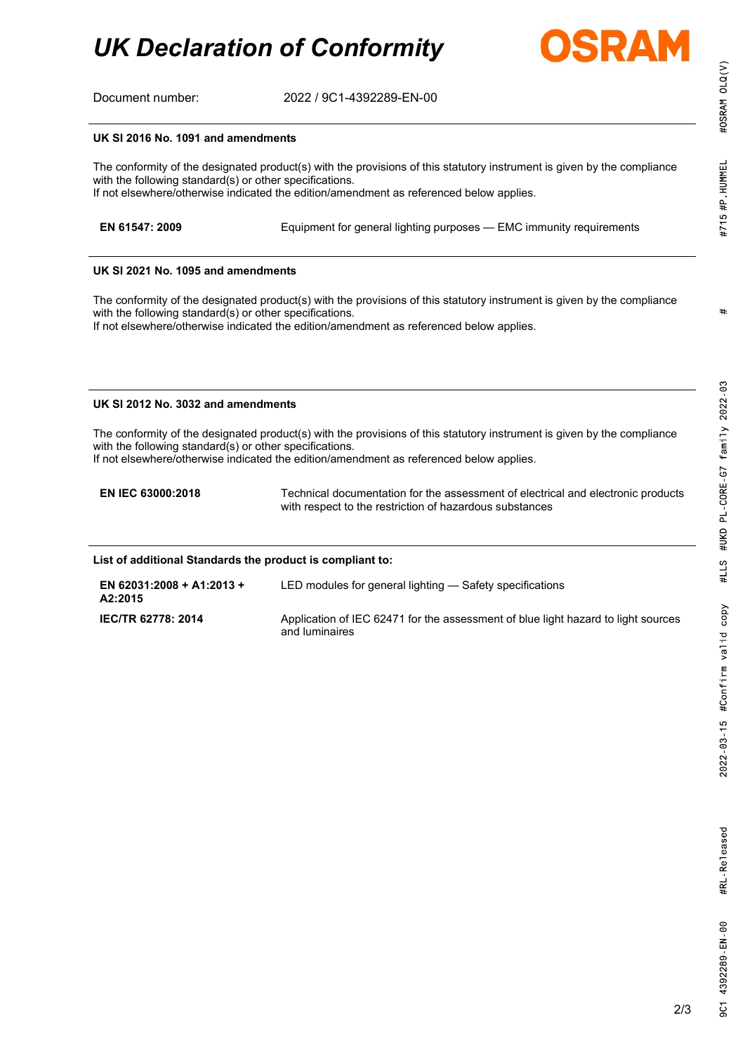# UK Declaration of Conformity

OSRAM

Document number: 2022 / 9C1-4392289-EN-00

## UK SI 2016 No. 1091 and amendments

The conformity of the designated product(s) with the provisions of this statutory instrument is given by the compliance with the following standard(s) or other specifications.
If not elsewhere/otherwise indicated the edition/amendment as referenced below applies.

| | |
|---|---|
| **EN 61547: 2009** | Equipment for general lighting purposes — EMC immunity requirements |

## UK SI 2021 No. 1095 and amendments

The conformity of the designated product(s) with the provisions of this statutory instrument is given by the compliance with the following standard(s) or other specifications.
If not elsewhere/otherwise indicated the edition/amendment as referenced below applies.

## UK SI 2012 No. 3032 and amendments

The conformity of the designated product(s) with the provisions of this statutory instrument is given by the compliance with the following standard(s) or other specifications.
If not elsewhere/otherwise indicated the edition/amendment as referenced below applies.

| | |
|---|---|
| **EN IEC 63000:2018** | Technical documentation for the assessment of electrical and electronic products with respect to the restriction of hazardous substances |

## List of additional Standards the product is compliant to:

| | |
|---|---|
| **EN 62031:2008 + A1:2013 + A2:2015** | LED modules for general lighting — Safety specifications |
| **IEC/TR 62778: 2014** | Application of IEC 62471 for the assessment of blue light hazard to light sources and luminaires |

#OSRAM OLQ(V) #715 #P.HUMMEL # #LLS #UKD PL-CORE-G7 family 2022-03 2022-03-15 #Confirm valid copy #RL-Released 9C1 4392289-EN-00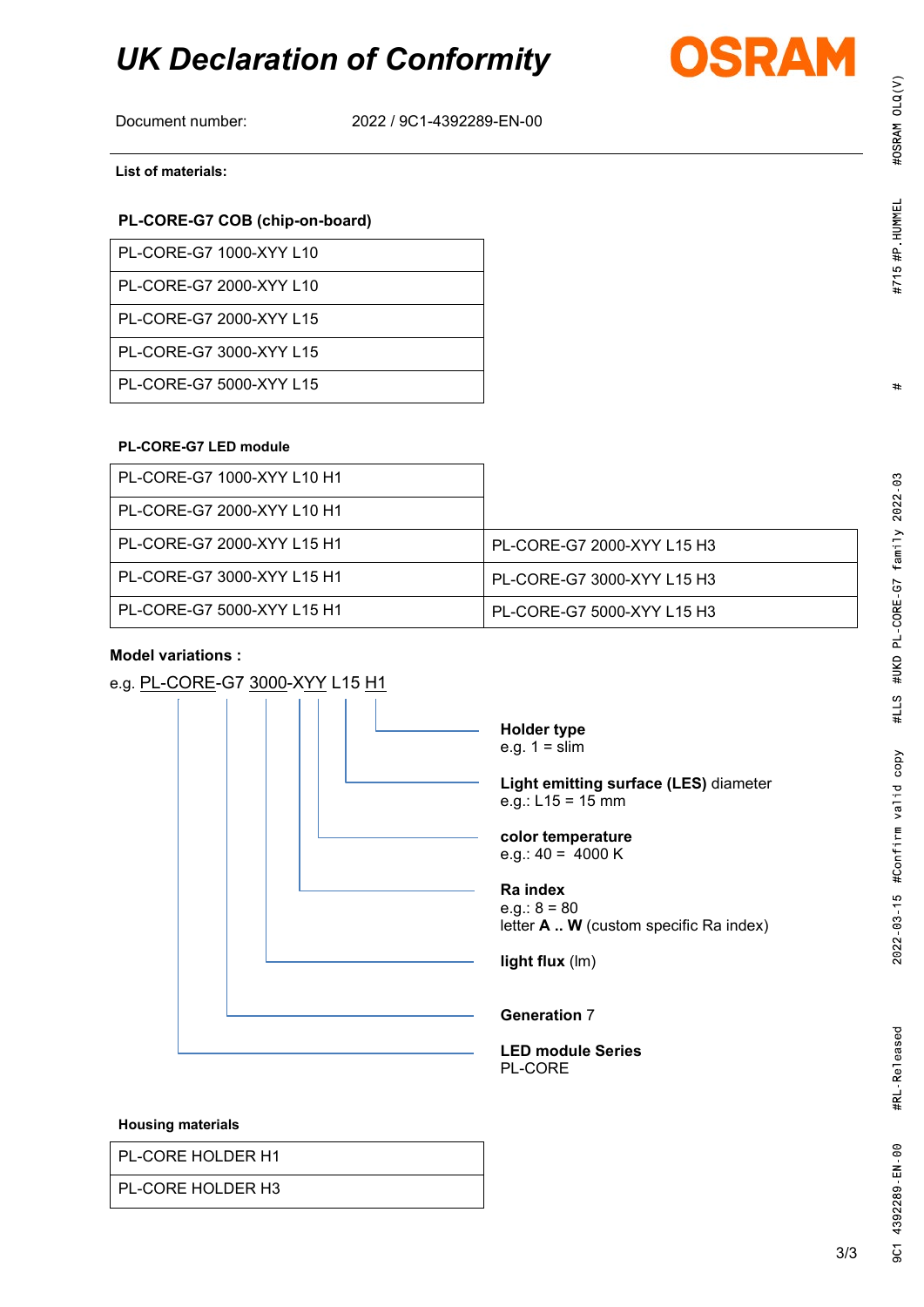# *UK Declaration of Conformity*

OSRAM

Document number: 2022 / 9C1-4392289-EN-00

**List of materials:**

### PL-CORE-G7 COB (chip-on-board)

| |
|---|
| PL-CORE-G7 1000-XYY L10 |
| PL-CORE-G7 2000-XYY L10 |
| PL-CORE-G7 2000-XYY L15 |
| PL-CORE-G7 3000-XYY L15 |
| PL-CORE-G7 5000-XYY L15 |

### PL-CORE-G7 LED module

| | |
|---|---|
| PL-CORE-G7 1000-XYY L10 H1 | |
| PL-CORE-G7 2000-XYY L10 H1 | |
| PL-CORE-G7 2000-XYY L15 H1 | PL-CORE-G7 2000-XYY L15 H3 |
| PL-CORE-G7 3000-XYY L15 H1 | PL-CORE-G7 3000-XYY L15 H3 |
| PL-CORE-G7 5000-XYY L15 H1 | PL-CORE-G7 5000-XYY L15 H3 |

**Model variations :**

e.g. PL-CORE-G7 3000-XYY L15 H1

**Holder type**
e.g. 1 = slim

**Light emitting surface (LES)** diameter
e.g.: L15 = 15 mm

**color temperature**
e.g.: 40 = 4000 K

**Ra index**
e.g.: 8 = 80
letter **A .. W** (custom specific Ra index)

**light flux** (lm)

**Generation** 7

**LED module Series**
PL-CORE

### Housing materials

| |
|---|
| PL-CORE HOLDER H1 |
| PL-CORE HOLDER H3 |